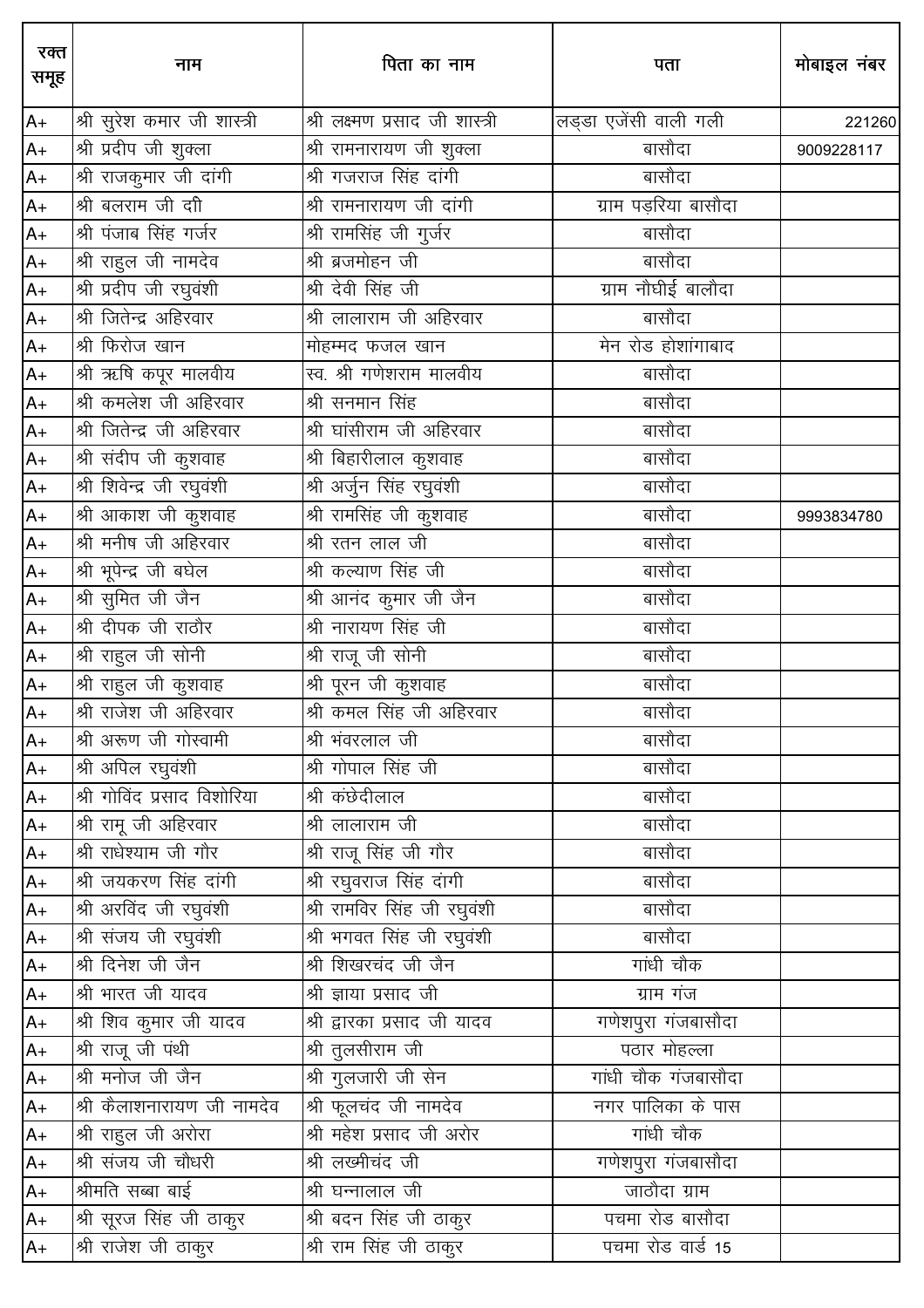| रक्त समूह | नाम | पिता का नाम | पता | मोबाइल नंबर |
|---|---|---|---|---|
| A+ | श्री सुरेश कमार जी शास्त्री | श्री लक्ष्मण प्रसाद जी शास्त्री | लड्डा एजेंसी वाली गली | 221260 |
| A+ | श्री प्रदीप जी शुक्ला | श्री रामनारायण जी शुक्ला | बासौदा | 9009228117 |
| A+ | श्री राजकुमार जी दांगी | श्री गजराज सिंह दांगी | बासौदा | |
| A+ | श्री बलराम जी दाी | श्री रामनारायण जी दांगी | ग्राम पड़रिया बासौदा | |
| A+ | श्री पंजाब सिंह गर्जर | श्री रामसिंह जी गुर्जर | बासौदा | |
| A+ | श्री राहुल जी नामदेव | श्री ब्रजमोहन जी | बासौदा | |
| A+ | श्री प्रदीप जी रघुवंशी | श्री देवी सिंह जी | ग्राम नौघीई बालौदा | |
| A+ | श्री जितेन्द्र अहिरवार | श्री लालाराम जी अहिरवार | बासौदा | |
| A+ | श्री फिरोज खान | मोहम्मद फजल खान | मेन रोड होशांगाबाद | |
| A+ | श्री ऋषि कपूर मालवीय | स्व. श्री गणेशराम मालवीय | बासौदा | |
| A+ | श्री कमलेश जी अहिरवार | श्री सनमान सिंह | बासौदा | |
| A+ | श्री जितेन्द्र जी अहिरवार | श्री घांसीराम जी अहिरवार | बासौदा | |
| A+ | श्री संदीप जी कुशवाह | श्री बिहारीलाल कुशवाह | बासौदा | |
| A+ | श्री शिवेन्द्र जी रघुवंशी | श्री अर्जुन सिंह रघुवंशी | बासौदा | |
| A+ | श्री आकाश जी कुशवाह | श्री रामसिंह जी कुशवाह | बासौदा | 9993834780 |
| A+ | श्री मनीष जी अहिरवार | श्री रतन लाल जी | बासौदा | |
| A+ | श्री भूपेन्द्र जी बघेल | श्री कल्याण सिंह जी | बासौदा | |
| A+ | श्री सुमित जी जैन | श्री आनंद कुमार जी जैन | बासौदा | |
| A+ | श्री दीपक जी राठौर | श्री नारायण सिंह जी | बासौदा | |
| A+ | श्री राहुल जी सोनी | श्री राजू जी सोनी | बासौदा | |
| A+ | श्री राहुल जी कुशवाह | श्री पूरन जी कुशवाह | बासौदा | |
| A+ | श्री राजेश जी अहिरवार | श्री कमल सिंह जी अहिरवार | बासौदा | |
| A+ | श्री अरूण जी गोस्वामी | श्री भंवरलाल जी | बासौदा | |
| A+ | श्री अपिल रघुवंशी | श्री गोपाल सिंह जी | बासौदा | |
| A+ | श्री गोविंद प्रसाद विशोरिया | श्री कंछेदीलाल | बासौदा | |
| A+ | श्री रामू जी अहिरवार | श्री लालाराम जी | बासौदा | |
| A+ | श्री राधेश्याम जी गौर | श्री राजू सिंह जी गौर | बासौदा | |
| A+ | श्री जयकरण सिंह दांगी | श्री रघुवराज सिंह दांगी | बासौदा | |
| A+ | श्री अरविंद जी रघुवंशी | श्री रामविर सिंह जी रघुवंशी | बासौदा | |
| A+ | श्री संजय जी रघुवंशी | श्री भगवत सिंह जी रघुवंशी | बासौदा | |
| A+ | श्री दिनेश जी जैन | श्री शिखरचंद जी जैन | गांधी चौक | |
| A+ | श्री भारत जी यादव | श्री ज्ञाया प्रसाद जी | ग्राम गंज | |
| A+ | श्री शिव कुमार जी यादव | श्री द्वारका प्रसाद जी यादव | गणेशपुरा गंजबासौदा | |
| A+ | श्री राजू जी पंथी | श्री तुलसीराम जी | पठार मोहल्ला | |
| A+ | श्री मनोज जी जैन | श्री गुलजारी जी सेन | गांधी चौक गंजबासौदा | |
| A+ | श्री कैलाशनारायण जी नामदेव | श्री फूलचंद जी नामदेव | नगर पालिका के पास | |
| A+ | श्री राहुल जी अरोरा | श्री महेश प्रसाद जी अरोर | गांधी चौक | |
| A+ | श्री संजय जी चौधरी | श्री लख्मीचंद जी | गणेशपुरा गंजबासौदा | |
| A+ | श्रीमति सब्बा बाई | श्री घन्नालाल जी | जाठौदा ग्राम | |
| A+ | श्री सूरज सिंह जी ठाकुर | श्री बदन सिंह जी ठाकुर | पचमा रोड बासौदा | |
| A+ | श्री राजेश जी ठाकुर | श्री राम सिंह जी ठाकुर | पचमा रोड वार्ड 15 | |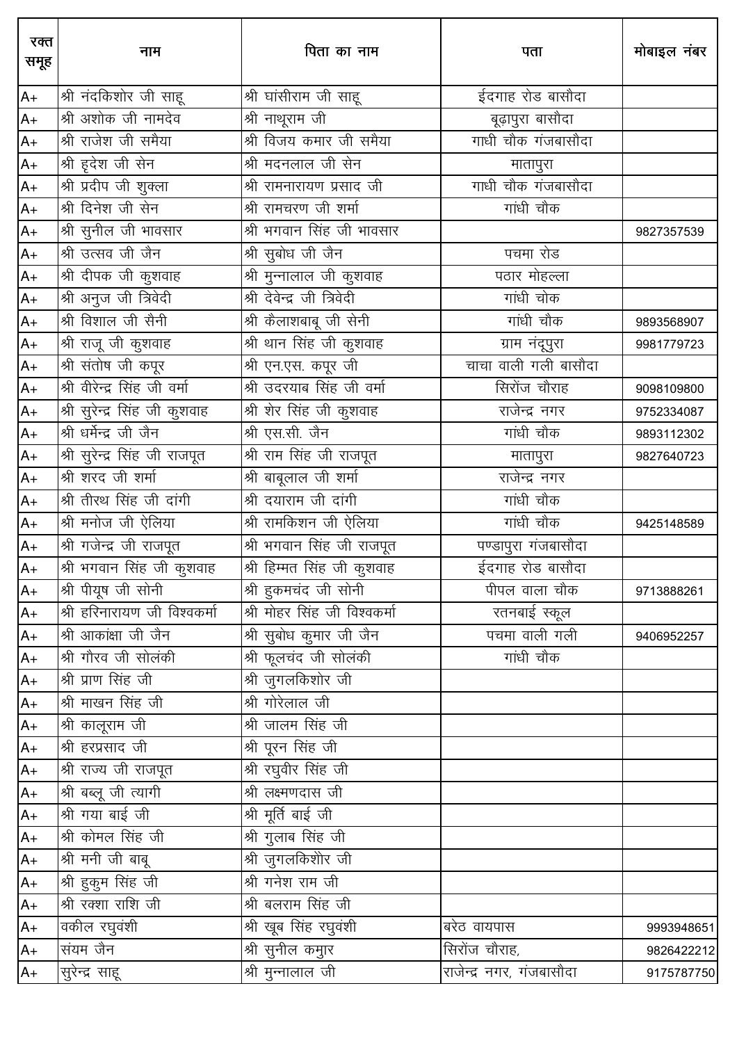| रक्त समूह | नाम | पिता का नाम | पता | मोबाइल नंबर |
|---|---|---|---|---|
| A+ | श्री नंदकिशोर जी साहू | श्री घांसीराम जी साहू | ईदगाह रोड बासौदा | |
| A+ | श्री अशोक जी नामदेव | श्री नाथूराम जी | बूढ़ापुरा बासौदा | |
| A+ | श्री राजेश जी समैया | श्री विजय कमार जी समैया | गाधी चौक गंजबासौदा | |
| A+ | श्री हृदेश जी सेन | श्री मदनलाल जी सेन | मातापुरा | |
| A+ | श्री प्रदीप जी शुक्ला | श्री रामनारायण प्रसाद जी | गाधी चौक गंजबासौदा | |
| A+ | श्री दिनेश जी सेन | श्री रामचरण जी शर्मा | गांधी चौक | |
| A+ | श्री सुनील जी भावसार | श्री भगवान सिंह जी भावसार | | 9827357539 |
| A+ | श्री उत्सव जी जैन | श्री सुबोध जी जैन | पचमा रोड | |
| A+ | श्री दीपक जी कुशवाह | श्री मुन्नालाल जी कुशवाह | पठार मोहल्ला | |
| A+ | श्री अनुज जी त्रिवेदी | श्री देवेन्द्र जी त्रिवेदी | गांधी चोक | |
| A+ | श्री विशाल जी सैनी | श्री कैलाशबाबू जी सेनी | गांधी चौक | 9893568907 |
| A+ | श्री राजू जी कुशवाह | श्री थान सिंह जी कुशवाह | ग्राम नंदूपुरा | 9981779723 |
| A+ | श्री संतोष जी कपूर | श्री एन.एस. कपूर जी | चाचा वाली गली बासौदा | |
| A+ | श्री वीरेन्द्र सिंह जी वर्मा | श्री उदरयाब सिंह जी वर्मा | सिरोंज चौराह | 9098109800 |
| A+ | श्री सुरेन्द्र सिंह जी कुशवाह | श्री शेर सिंह जी कुशवाह | राजेन्द्र नगर | 9752334087 |
| A+ | श्री धर्मेन्द्र जी जैन | श्री एस.सी. जैन | गांधी चौक | 9893112302 |
| A+ | श्री सुरेन्द्र सिंह जी राजपूत | श्री राम सिंह जी राजपूत | मातापुरा | 9827640723 |
| A+ | श्री शरद जी शर्मा | श्री बाबूलाल जी शर्मा | राजेन्द्र नगर | |
| A+ | श्री तीरथ सिंह जी दांगी | श्री दयाराम जी दांगी | गांधी चौक | |
| A+ | श्री मनोज जी ऐलिया | श्री रामकिशन जी ऐलिया | गांधी चौक | 9425148589 |
| A+ | श्री गजेन्द्र जी राजपूत | श्री भगवान सिंह जी राजपूत | पण्डापुरा गंजबासौदा | |
| A+ | श्री भगवान सिंह जी कुशवाह | श्री हिम्मत सिंह जी कुशवाह | ईदगाह रोड बासौदा | |
| A+ | श्री पीयूष जी सोनी | श्री हुकमचंद जी सोनी | पीपल वाला चौक | 9713888261 |
| A+ | श्री हरिनारायण जी विश्वकर्मा | श्री मोहर सिंह जी विश्वकर्मा | रतनबाई स्कूल | |
| A+ | श्री आकांक्षा जी जैन | श्री सुबोध कुमार जी जैन | पचमा वाली गली | 9406952257 |
| A+ | श्री गौरव जी सोलंकी | श्री फूलचंद जी सोलंकी | गांधी चौक | |
| A+ | श्री प्राण सिंह जी | श्री जुगलकिशोर जी | | |
| A+ | श्री माखन सिंह जी | श्री गोरेलाल जी | | |
| A+ | श्री कालूराम जी | श्री जालम सिंह जी | | |
| A+ | श्री हरप्रसाद जी | श्री पूरन सिंह जी | | |
| A+ | श्री राज्य जी राजपूत | श्री रघुवीर सिंह जी | | |
| A+ | श्री बब्लू जी त्यागी | श्री लक्ष्मणदास जी | | |
| A+ | श्री गया बाई जी | श्री मूर्ति बाई जी | | |
| A+ | श्री कोमल सिंह जी | श्री गुलाब सिंह जी | | |
| A+ | श्री मनी जी बाबू | श्री जुगलकिशोर जी | | |
| A+ | श्री हुकुम सिंह जी | श्री गनेश राम जी | | |
| A+ | श्री रक्शा राशि जी | श्री बलराम सिंह जी | | |
| A+ | वकील रघुवंशी | श्री खूब सिंह रघुवंशी | बरेठ वायपास | 9993948651 |
| A+ | संयम जैन | श्री सुनील कमुार | सिरोंज चौराह, | 9826422212 |
| A+ | सुरेन्द्र साहू | श्री मुन्नालाल जी | राजेन्द्र नगर, गंजबासौदा | 9175787750 |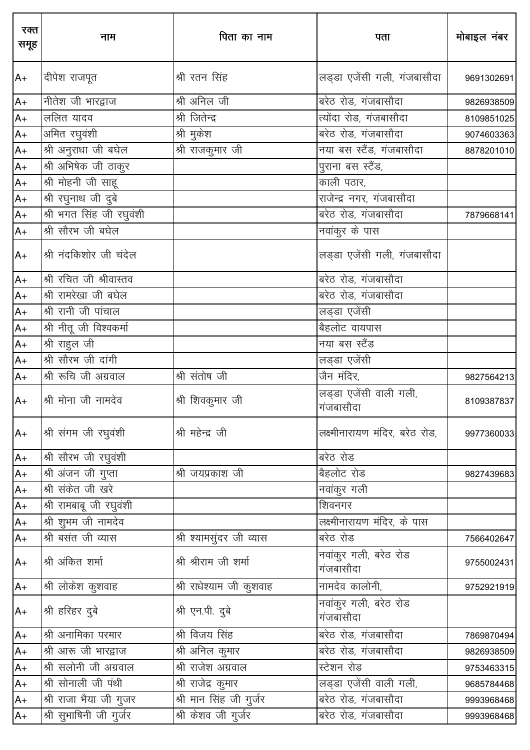| रक्त समूह | नाम | पिता का नाम | पता | मोबाइल नंबर |
|---|---|---|---|---|
| A+ | दीपेश राजपूत | श्री रतन सिंह | लड्डा एजेंसी गली, गंजबासौदा | 9691302691 |
| A+ | नीतेश जी भारद्वाज | श्री अनिल जी | बरेठ रोड, गंजबासौदा | 9826938509 |
| A+ | ललित यादव | श्री जितेन्द्र | त्योंदा रोड, गंजबासौदा | 8109851025 |
| A+ | अमित रघुवंशी | श्री मुकेश | बरेठ रोड, गंजबासौदा | 9074603363 |
| A+ | श्री अनुराधा जी बघेल | श्री राजकुमार जी | नया बस स्टैंड, गंजबासौदा | 8878201010 |
| A+ | श्री अभिषेक जी ठाकुर | | पुराना बस स्टैंड, | |
| A+ | श्री मोहनी जी साहू | | काली पठार, | |
| A+ | श्री रघुनाथ जी दुबे | | राजेन्द्र नगर, गंजबासौदा | |
| A+ | श्री भगत सिंह जी रघुवंशी | | बरेठ रोड, गंजबासौदा | 7879668141 |
| A+ | श्री सौरभ जी बघेल | | नवांकुर के पास | |
| A+ | श्री नंदकिशोर जी चंदेल | | लड्डा एजेंसी गली, गंजबासौदा | |
| A+ | श्री रचित जी श्रीवास्तव | | बरेठ रोड, गंजबासौदा | |
| A+ | श्री रामरेखा जी बघेल | | बरेठ रोड, गंजबासौदा | |
| A+ | श्री रानी जी पांचाल | | लड्डा एजेंसी | |
| A+ | श्री नीतू जी विश्वकर्मा | | बैहलोट वायपास | |
| A+ | श्री राहुल जी | | नया बस स्टैंड | |
| A+ | श्री सौरभ जी दांगी | | लड्डा एजेंसी | |
| A+ | श्री रूचि जी अग्रवाल | श्री संतोष जी | जैन मंदिर, | 9827564213 |
| A+ | श्री मोना जी नामदेव | श्री शिवकुमार जी | लड्डा एजेंसी वाली गली, गंजबासौदा | 8109387837 |
| A+ | श्री संगम जी रघुवंशी | श्री महेन्द्र जी | लक्ष्मीनारायण मंदिर, बरेठ रोड, | 9977360033 |
| A+ | श्री सौरभ जी रघुवंशी | | बरेठ रोड | |
| A+ | श्री अंजन जी गुप्ता | श्री जयप्रकाश जी | बैहलोट रोड | 9827439683 |
| A+ | श्री संकेत जी खरे | | नवांकुर गली | |
| A+ | श्री रामबाबू जी रघुवंशी | | शिवनगर | |
| A+ | श्री शुभम जी नामदेव | | लक्ष्मीनारायण मंदिर, के पास | |
| A+ | श्री बसंत जी व्यास | श्री श्यामसुंदर जी व्यास | बरेठ रोड | 7566402647 |
| A+ | श्री अंकित शर्मा | श्री श्रीराम जी शर्मा | नवांकुर गली, बरेठ रोड गंजबासौदा | 9755002431 |
| A+ | श्री लोकेश कुशवाह | श्री राधेश्याम जी कुशवाह | नामदेव कालोनी, | 9752921919 |
| A+ | श्री हरिहर दुबे | श्री एन.पी. दुबे | नवांकुर गली, बरेठ रोड गंजबासौदा | |
| A+ | श्री अनामिका परमार | श्री विजय सिंह | बरेठ रोड, गंजबासौदा | 7869870494 |
| A+ | श्री आरू जी भारद्वाज | श्री अनिल कुमार | बरेठ रोड, गंजबासौदा | 9826938509 |
| A+ | श्री सलोनी जी अग्रवाल | श्री राजेश अग्रवाल | स्टेशन रोड | 9753463315 |
| A+ | श्री सोनाली जी पंथी | श्री राजेद्र कुमार | लड्डा एजेंसी वाली गली, | 9685784468 |
| A+ | श्री राजा भैया जी गुजर | श्री मान सिंह जी गुर्जर | बरेठ रोड, गंजबासौदा | 9993968468 |
| A+ | श्री सुभाषिनी जी गुर्जर | श्री केशव जी गुर्जर | बरेठ रोड, गंजबासौदा | 9993968468 |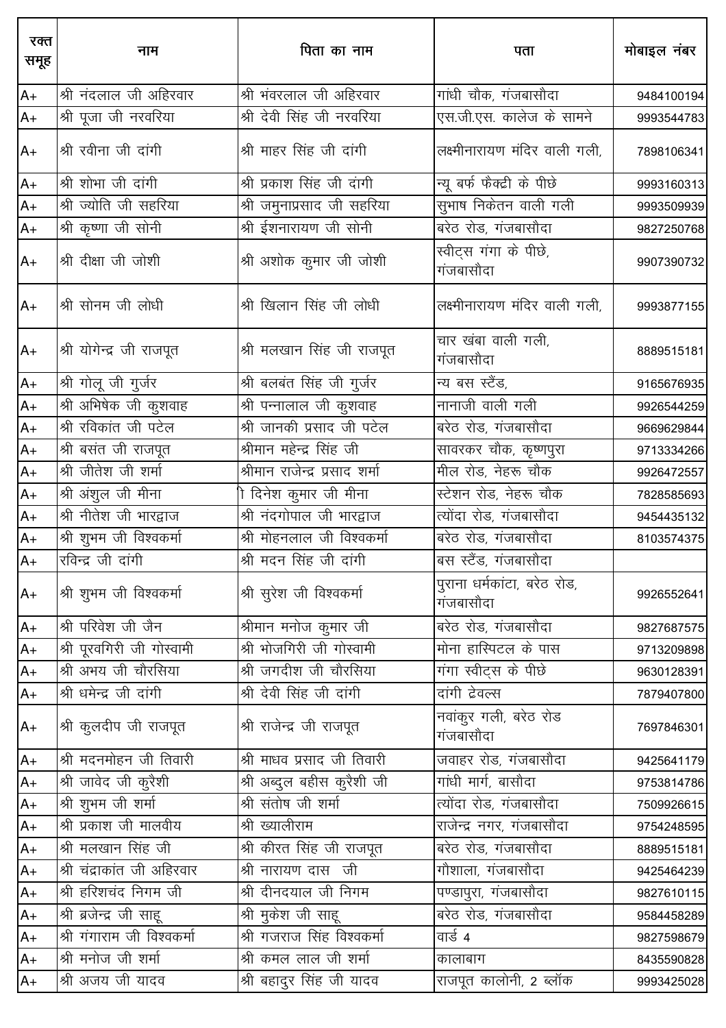| रक्त समूह | नाम | पिता का नाम | पता | मोबाइल नंबर |
|---|---|---|---|---|
| A+ | श्री नंदलाल जी अहिरवार | श्री भंवरलाल जी अहिरवार | गांधी चौक, गंजबासौदा | 9484100194 |
| A+ | श्री पूजा जी नरवरिया | श्री देवी सिंह जी नरवरिया | एस.जी.एस. कालेज के सामने | 9993544783 |
| A+ | श्री रवीना जी दांगी | श्री माहर सिंह जी दांगी | लक्ष्मीनारायण मंदिर वाली गली, | 7898106341 |
| A+ | श्री शोभा जी दांगी | श्री प्रकाश सिंह जी दांगी | न्यू बर्फ फैक्ट्री के पीछे | 9993160313 |
| A+ | श्री ज्योति जी सहरिया | श्री जमुनाप्रसाद जी सहरिया | सुभाष निकेतन वाली गली | 9993509939 |
| A+ | श्री कृष्णा जी सोनी | श्री ईशनारायण जी सोनी | बरेठ रोड, गंजबासौदा | 9827250768 |
| A+ | श्री दीक्षा जी जोशी | श्री अशोक कुमार जी जोशी | स्वीट्स गंगा के पीछे, गंजबासौदा | 9907390732 |
| A+ | श्री सोनम जी लोधी | श्री खिलान सिंह जी लोधी | लक्ष्मीनारायण मंदिर वाली गली, | 9993877155 |
| A+ | श्री योगेन्द्र जी राजपूत | श्री मलखान सिंह जी राजपूत | चार खंबा वाली गली, गंजबासौदा | 8889515181 |
| A+ | श्री गोलू जी गुर्जर | श्री बलबंत सिंह जी गुर्जर | न्य बस स्टैंड, | 9165676935 |
| A+ | श्री अभिषेक जी कुशवाह | श्री पन्नालाल जी कुशवाह | नानाजी वाली गली | 9926544259 |
| A+ | श्री रविकांत जी पटेल | श्री जानकी प्रसाद जी पटेल | बरेठ रोड, गंजबासौदा | 9669629844 |
| A+ | श्री बसंत जी राजपूत | श्रीमान महेन्द्र सिंह जी | सावरकर चौक, कृष्णपुरा | 9713334266 |
| A+ | श्री जीतेश जी शर्मा | श्रीमान राजेन्द्र प्रसाद शर्मा | मील रोड, नेहरू चौक | 9926472557 |
| A+ | श्री अंशुल जी मीना | ी दिनेश कुमार जी मीना | स्टेशन रोड, नेहरू चौक | 7828585693 |
| A+ | श्री नीतेश जी भारद्वाज | श्री नंदगोपाल जी भारद्वाज | त्योंदा रोड, गंजबासौदा | 9454435132 |
| A+ | श्री शुभम जी विश्वकर्मा | श्री मोहनलाल जी विश्वकर्मा | बरेठ रोड, गंजबासौदा | 8103574375 |
| A+ | रविन्द्र जी दांगी | श्री मदन सिंह जी दांगी | बस स्टैंड, गंजबासौदा | |
| A+ | श्री शुभम जी विश्वकर्मा | श्री सुरेश जी विश्वकर्मा | पुराना धर्मकांटा, बरेठ रोड, गंजबासौदा | 9926552641 |
| A+ | श्री परिवेश जी जैन | श्रीमान मनोज कुमार जी | बरेठ रोड, गंजबासौदा | 9827687575 |
| A+ | श्री पूरवगिरी जी गोस्वामी | श्री भोजगिरी जी गोस्वामी | मोना हास्पिटल के पास | 9713209898 |
| A+ | श्री अभय जी चौरसिया | श्री जगदीश जी चौरसिया | गंगा स्वीट्स के पीछे | 9630128391 |
| A+ | श्री धमेन्द्र जी दांगी | श्री देवी सिंह जी दांगी | दांगी ट्रेवल्स | 7879407800 |
| A+ | श्री कुलदीप जी राजपूत | श्री राजेन्द्र जी राजपूत | नवांकुर गली, बरेठ रोड गंजबासौदा | 7697846301 |
| A+ | श्री मदनमोहन जी तिवारी | श्री माधव प्रसाद जी तिवारी | जवाहर रोड, गंजबासौदा | 9425641179 |
| A+ | श्री जावेद जी कुरैशी | श्री अब्दुल बहीस कुरैशी जी | गांधी मार्ग, बासौदा | 9753814786 |
| A+ | श्री शुभम जी शर्मा | श्री संतोष जी शर्मा | त्योंदा रोड, गंजबासौदा | 7509926615 |
| A+ | श्री प्रकाश जी मालवीय | श्री ख्यालीराम | राजेन्द्र नगर, गंजबासौदा | 9754248595 |
| A+ | श्री मलखान सिंह जी | श्री कीरत सिंह जी राजपूत | बरेठ रोड, गंजबासौदा | 8889515181 |
| A+ | श्री चंद्राकांत जी अहिरवार | श्री नारायण दास जी | गौशाला, गंजबासौदा | 9425464239 |
| A+ | श्री हरिशचंद निगम जी | श्री दीनदयाल जी निगम | पण्डापुरा, गंजबासौदा | 9827610115 |
| A+ | श्री ब्रजेन्द्र जी साहू | श्री मुकेश जी साहू | बरेठ रोड, गंजबासौदा | 9584458289 |
| A+ | श्री गंगाराम जी विश्वकर्मा | श्री गजराज सिंह विश्वकर्मा | वार्ड 4 | 9827598679 |
| A+ | श्री मनोज जी शर्मा | श्री कमल लाल जी शर्मा | कालाबाग | 8435590828 |
| A+ | श्री अजय जी यादव | श्री बहादुर सिंह जी यादव | राजपूत कालोनी, 2 ब्लॉक | 9993425028 |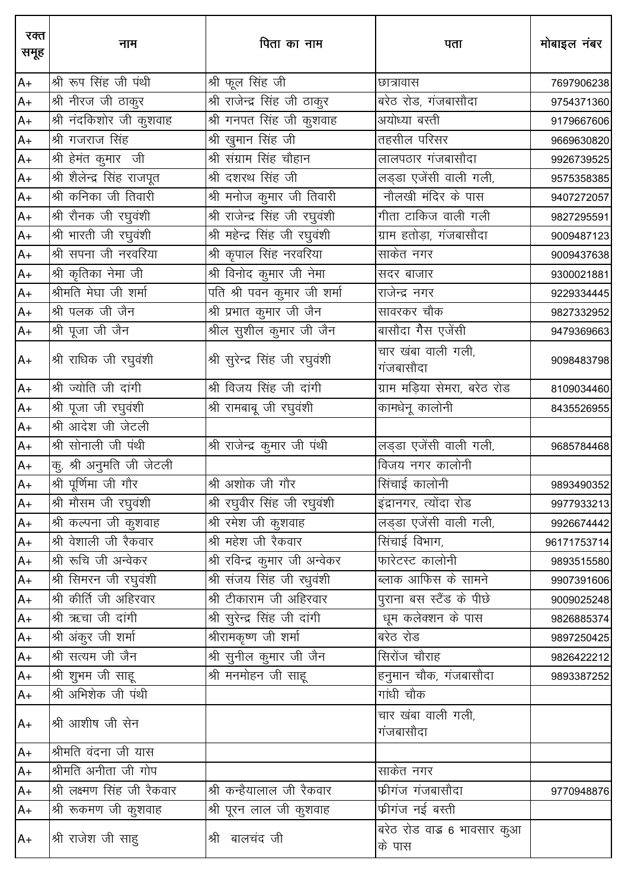| रक्त समूह | नाम | पिता का नाम | पता | मोबाइल नंबर |
|---|---|---|---|---|
| A+ | श्री रूप सिंह जी पंथी | श्री फूल सिंह जी | छात्रावास | 7697906238 |
| A+ | श्री नीरज जी ठाकुर | श्री राजेन्द्र सिंह जी ठाकुर | बरेठ रोड, गंजबासौदा | 9754371360 |
| A+ | श्री नंदकिशोर जी कुशवाह | श्री गनपत सिंह जी कुशवाह | अयोध्या बस्ती | 9179667606 |
| A+ | श्री गजराज सिंह | श्री खुमान सिंह जी | तहसील परिसर | 9669630820 |
| A+ | श्री हेमंत कुमार जी | श्री संग्राम सिंह चौहान | लालपठार गंजबासौदा | 9926739525 |
| A+ | श्री शैलेन्द्र सिंह राजपूत | श्री दशरथ सिंह जी | लड्डा एजेंसी वाली गली, | 9575358385 |
| A+ | श्री कनिका जी तिवारी | श्री मनोज कुमार जी तिवारी | नौलखी मंदिर के पास | 9407272057 |
| A+ | श्री रौनक जी रघुवंशी | श्री राजेन्द्र सिंह जी रघुवंशी | गीता टाकिज वाली गली | 9827295591 |
| A+ | श्री भारती जी रघुवंशी | श्री महेन्द्र सिंह जी रघुवंशी | ग्राम हतोड़ा, गंजबासौदा | 9009487123 |
| A+ | श्री सपना जी नरवरिया | श्री कृपाल सिंह नरवरिया | साकेत नगर | 9009437638 |
| A+ | श्री कृतिका नेमा जी | श्री विनोद कुमार जी नेमा | सदर बाजार | 9300021881 |
| A+ | श्रीमति मेघा जी शर्मा | पति श्री पवन कुमार जी शर्मा | राजेन्द्र नगर | 9229334445 |
| A+ | श्री पलक जी जैन | श्री प्रभात कुमार जी जैन | सावरकर चौक | 9827332952 |
| A+ | श्री पूजा जी जैन | श्रील सुशील कुमार जी जैन | बासौदा गैस एजेंसी | 9479369663 |
| A+ | श्री राधिक जी रघुवंशी | श्री सुरेन्द्र सिंह जी रघुवंशी | चार खंबा वाली गली, गंजबासौदा | 9098483798 |
| A+ | श्री ज्योति जी दांगी | श्री विजय सिंह जी दांगी | ग्राम मड़िया सेमरा, बरेठ रोड | 8109034460 |
| A+ | श्री पूजा जी रघुवंशी | श्री रामबाबू जी रघुवंशी | कामधेनू कालोनी | 8435526955 |
| A+ | श्री आदेश जी जेटली | | | |
| A+ | श्री सोनाली जी पंथी | श्री राजेन्द्र कुमार जी पंथी | लड्डा एजेंसी वाली गली, | 9685784468 |
| A+ | कु. श्री अनुमति जी जेटली | | विजय नगर कालोनी | |
| A+ | श्री पूर्णिमा जी गौर | श्री अशोक जी गौर | सिंचाई कालोनी | 9893490352 |
| A+ | श्री मौसम जी रघुवंशी | श्री रघुवीर सिंह जी रघुवंशी | इंद्रानगर, त्योंदा रोड | 9977933213 |
| A+ | श्री कल्पना जी कुशवाह | श्री रमेश जी कुशवाह | लड्डा एजेंसी वाली गली, | 9926674442 |
| A+ | श्री वेशाली जी रैकवार | श्री महेश जी रैकवार | सिंचाई विभाग, | 96171753714 |
| A+ | श्री रूचि जी अन्वेकर | श्री रविन्द्र कुमार जी अन्वेकर | फारेटस्ट कालोनी | 9893515580 |
| A+ | श्री सिमरन जी रघुवंशी | श्री संजय सिंह जी रधुवंशी | ब्लाक आफिस के सामने | 9907391606 |
| A+ | श्री कीर्ति जी अहिरवार | श्री टीकाराम जी अहिरवार | पुराना बस स्टैंड के पीछे | 9009025248 |
| A+ | श्री ऋचा जी दांगी | श्री सुरेन्द्र सिंह जी दांगी | धूम कलेक्शन के पास | 9826885374 |
| A+ | श्री अंकुर जी शर्मा | श्रीरामकृष्ण जी शर्मा | बरेठ रोड | 9897250425 |
| A+ | श्री सत्यम जी जैन | श्री सुनील कुमार जी जैन | सिरोंज चौराह | 9826422212 |
| A+ | श्री शुभम जी साहू | श्री मनमोहन जी साहू | हनुमान चौक, गंजबासौदा | 9893387252 |
| A+ | श्री अभिशेक जी पंथी | | गांधी चौक | |
| A+ | श्री आशीष जी सेन | | चार खंबा वाली गली, गंजबासौदा | |
| A+ | श्रीमति वंदना जी यास | | | |
| A+ | श्रीमति अनीता जी गोप | | साकेत नगर | |
| A+ | श्री लक्ष्मण सिंह जी रैकवार | श्री कन्हैयालाल जी रैकवार | फ्रीगंज गंजबासौदा | 9770948876 |
| A+ | श्री रूकमण जी कुशवाह | श्री पूरन लाल जी कुशवाह | फ्रीगंज नई बस्ती | |
| A+ | श्री राजेश जी साहु | श्री बालचंद जी | बरेठ रोड वाड्र 6 भावसार कुआ के पास | |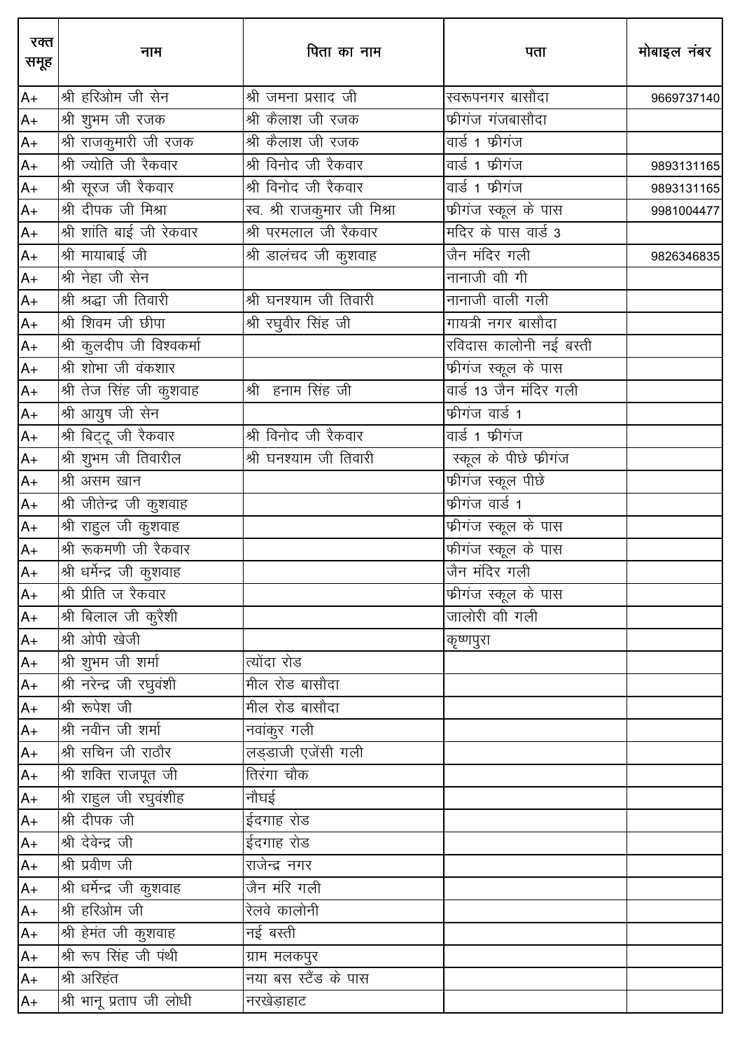| रक्त समूह | नाम | पिता का नाम | पता | मोबाइल नंबर |
|---|---|---|---|---|
| A+ | श्री हरिओम जी सेन | श्री जमना प्रसाद जी | स्वरूपनगर बासौदा | 9669737140 |
| A+ | श्री शुभम जी रजक | श्री कैलाश जी रजक | फीगंज गंजबासौदा | |
| A+ | श्री राजकुमारी जी रजक | श्री कैलाश जी रजक | वार्ड 1 फीगंज | |
| A+ | श्री ज्योति जी रैकवार | श्री विनोद जी रैकवार | वार्ड 1 फीगंज | 9893131165 |
| A+ | श्री सूरज जी रैकवार | श्री विनोद जी रैकवार | वार्ड 1 फीगंज | 9893131165 |
| A+ | श्री दीपक जी मिश्रा | स्व. श्री राजकुमार जी मिश्रा | फीगंज स्कूल के पास | 9981004477 |
| A+ | श्री शांति बाई जी रेकवार | श्री परमलाल जी रैकवार | मंदिर के पास वार्ड 3 | |
| A+ | श्री मायाबाई जी | श्री डालचंद जी कुशवाह | जैन मंदिर गली | 9826346835 |
| A+ | श्री नेहा जी सेन | | नानाजी वी गी | |
| A+ | श्री श्रद्धा जी तिवारी | श्री घनश्याम जी तिवारी | नानाजी वाली गली | |
| A+ | श्री शिवम जी छीपा | श्री रघुवीर सिंह जी | गायत्री नगर बासौदा | |
| A+ | श्री कुलदीप जी विश्वकर्मा | | रविदास कालोनी नई बस्ती | |
| A+ | श्री शोभा जी वंकशार | | फीगंज स्कूल के पास | |
| A+ | श्री तेज सिंह जी कुशवाह | श्री हनाम सिंह जी | वार्ड 13 जैन मंदिर गली | |
| A+ | श्री आयुष जी सेन | | फीगंज वार्ड 1 | |
| A+ | श्री बिट्टू जी रैकवार | श्री विनोद जी रैकवार | वार्ड 1 फीगंज | |
| A+ | श्री शुभम जी तिवारील | श्री घनश्याम जी तिवारी | स्कूल के पीछे फीगंज | |
| A+ | श्री असम खान | | फीगंज स्कूल पीछे | |
| A+ | श्री जीतेन्द्र जी कुशवाह | | फीगंज वार्ड 1 | |
| A+ | श्री राहुल जी कुशवाह | | फीगंज स्कूल के पास | |
| A+ | श्री रूकमणी जी रैकवार | | फीगंज स्कूल के पास | |
| A+ | श्री धर्मेन्द्र जी कुशवाह | | जैन मंदिर गली | |
| A+ | श्री प्रीति ज रैकवार | | फीगंज स्कूल के पास | |
| A+ | श्री बिलाल जी कुरैशी | | जालोरी वी गली | |
| A+ | श्री ओपी खेजी | | कृष्णपुरा | |
| A+ | श्री शुभम जी शर्मा | त्योंदा रोड | | |
| A+ | श्री नरेन्द्र जी रघुवंशी | मील रोड बासौदा | | |
| A+ | श्री रूपेश जी | मील रोड बासौदा | | |
| A+ | श्री नवीन जी शर्मा | नवांकुर गली | | |
| A+ | श्री सचिन जी राठौर | लड्डाजी एजेंसी गली | | |
| A+ | श्री शक्ति राजपूत जी | तिरंगा चौक | | |
| A+ | श्री राहुल जी रघुवंशीह | नौघई | | |
| A+ | श्री दीपक जी | ईदगाह रोड | | |
| A+ | श्री देवेन्द्र जी | ईदगाह रोड | | |
| A+ | श्री प्रवीण जी | राजेन्द्र नगर | | |
| A+ | श्री धर्मेन्द्र जी कुशवाह | जैन मंरि गली | | |
| A+ | श्री हरिओम जी | रेलवे कालोनी | | |
| A+ | श्री हेमंत जी कुशवाह | नई बस्ती | | |
| A+ | श्री रूप सिंह जी पंथी | ग्राम मलकपुर | | |
| A+ | श्री अरिहंत | नया बस स्टैंड के पास | | |
| A+ | श्री भानू प्रताप जी लोधी | नरखेड़ाहाट | | |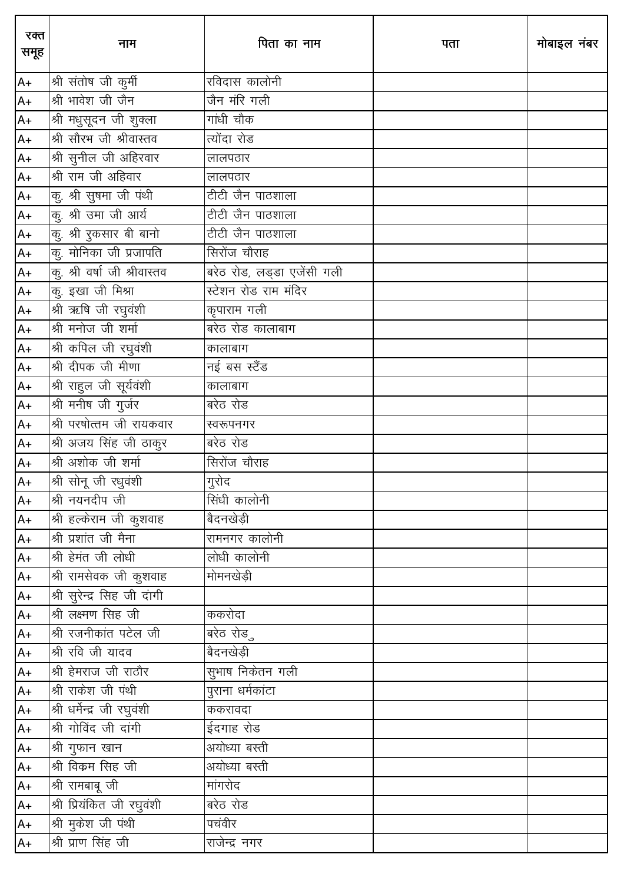| रक्त समूह | नाम | पिता का नाम | पता | मोबाइल नंबर |
|---|---|---|---|---|
| A+ | श्री संतोष जी कुर्मी | रविदास कालोनी | | |
| A+ | श्री भावेश जी जैन | जैन मंरि गली | | |
| A+ | श्री मधुसूदन जी शुक्ला | गांधी चौक | | |
| A+ | श्री सौरभ जी श्रीवास्तव | त्योंदा रोड | | |
| A+ | श्री सुनील जी अहिरवार | लालपठार | | |
| A+ | श्री राम जी अहिवार | लालपठार | | |
| A+ | कु. श्री सुषमा जी पंथी | टीटी जैन पाठशाला | | |
| A+ | कु. श्री उमा जी आर्य | टीटी जैन पाठशाला | | |
| A+ | कु. श्री रुकसार बी बानो | टीटी जैन पाठशाला | | |
| A+ | कु. मोनिका जी प्रजापति | सिरोंज चौराह | | |
| A+ | कु. श्री वर्षा जी श्रीवास्तव | बरेठ रोड, लड्डा एजेंसी गली | | |
| A+ | कु. इखा जी मिश्रा | स्टेशन रोड राम मंदिर | | |
| A+ | श्री ऋषि जी रघुवंशी | कृपाराम गली | | |
| A+ | श्री मनोज जी शर्मा | बरेठ रोड कालाबाग | | |
| A+ | श्री कपिल जी रघुवंशी | कालाबाग | | |
| A+ | श्री दीपक जी मीणा | नई बस स्टैंड | | |
| A+ | श्री राहुल जी सूर्यवंशी | कालाबाग | | |
| A+ | श्री मनीष जी गुर्जर | बरेठ रोड | | |
| A+ | श्री परषोत्तम जी रायकवार | स्वरूपनगर | | |
| A+ | श्री अजय सिंह जी ठाकुर | बरेठ रोड | | |
| A+ | श्री अशोक जी शर्मा | सिरोंज चौराह | | |
| A+ | श्री सोनू जी रधुवंशी | गुरोद | | |
| A+ | श्री नयनदीप जी | सिंधी कालोनी | | |
| A+ | श्री हल्केराम जी कुशवाह | बैदनखेड़ी | | |
| A+ | श्री प्रशांत जी मैना | रामनगर कालोनी | | |
| A+ | श्री हेमंत जी लोधी | लोधी कालोनी | | |
| A+ | श्री रामसेवक जी कुशवाह | मोमनखेड़ी | | |
| A+ | श्री सुरेन्द्र सिह जी दांगी | | | |
| A+ | श्री लक्ष्मण सिह जी | ककरोदा | | |
| A+ | श्री रजनीकांत पटेल जी | बरेठ रोड | | |
| A+ | श्री रवि जी यादव | बैदनखेड़ी | | |
| A+ | श्री हेमराज जी राठौर | सुभाष निकेतन गली | | |
| A+ | श्री राकेश जी पंथी | पुराना धर्मकांटा | | |
| A+ | श्री धर्मेन्द्र जी रघुवंशी | ककरावदा | | |
| A+ | श्री गोविंद जी दांगी | ईदगाह रोड | | |
| A+ | श्री गुफान खान | अयोध्या बस्ती | | |
| A+ | श्री विक्रम सिह जी | अयोध्या बस्ती | | |
| A+ | श्री रामबाबू जी | मांगरोद | | |
| A+ | श्री प्रियंकित जी रघुवंशी | बरेठ रोड | | |
| A+ | श्री मुकेश जी पंथी | पचंवीर | | |
| A+ | श्री प्राण सिंह जी | राजेन्द्र नगर | | |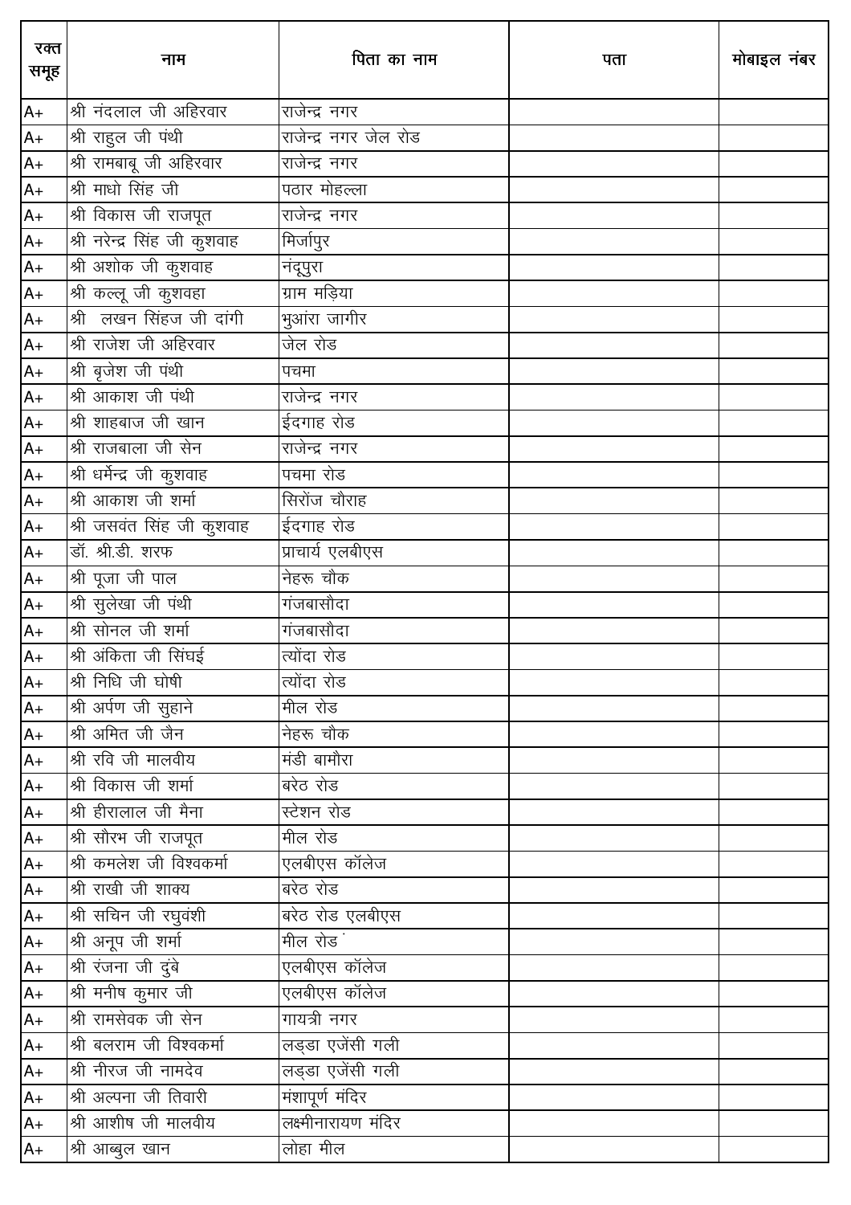| रक्त समूह | नाम | पिता का नाम | पता | मोबाइल नंबर |
|---|---|---|---|---|
| A+ | श्री नंदलाल जी अहिरवार | राजेन्द्र नगर | | |
| A+ | श्री राहुल जी पंथी | राजेन्द्र नगर जेल रोड | | |
| A+ | श्री रामबाबू जी अहिरवार | राजेन्द्र नगर | | |
| A+ | श्री माधो सिंह जी | पठार मोहल्ला | | |
| A+ | श्री विकास जी राजपूत | राजेन्द्र नगर | | |
| A+ | श्री नरेन्द्र सिंह जी कुशवाह | मिर्जापुर | | |
| A+ | श्री अशोक जी कुशवाह | नंदूपुरा | | |
| A+ | श्री कल्लू जी कुशवहा | ग्राम मड़िया | | |
| A+ | श्री लखन सिंहज जी दांगी | भुआंरा जागीर | | |
| A+ | श्री राजेश जी अहिरवार | जेल रोड | | |
| A+ | श्री बृजेश जी पंथी | पचमा | | |
| A+ | श्री आकाश जी पंथी | राजेन्द्र नगर | | |
| A+ | श्री शाहबाज जी खान | ईदगाह रोड | | |
| A+ | श्री राजबाला जी सेन | राजेन्द्र नगर | | |
| A+ | श्री धर्मेन्द्र जी कुशवाह | पचमा रोड | | |
| A+ | श्री आकाश जी शर्मा | सिरोंज चौराह | | |
| A+ | श्री जसवंत सिंह जी कुशवाह | ईदगाह रोड | | |
| A+ | डॉ. श्री.डी. शरफ | प्राचार्य एलबीएस | | |
| A+ | श्री पूजा जी पाल | नेहरू चौक | | |
| A+ | श्री सुलेखा जी पंथी | गंजबासौदा | | |
| A+ | श्री सोनल जी शर्मा | गंजबासौदा | | |
| A+ | श्री अंकिता जी सिंघई | त्योंदा रोड | | |
| A+ | श्री निधि जी घोषी | त्योंदा रोड | | |
| A+ | श्री अर्पण जी सुहाने | मील रोड | | |
| A+ | श्री अमित जी जैन | नेहरू चौक | | |
| A+ | श्री रवि जी मालवीय | मंडी बामौरा | | |
| A+ | श्री विकास जी शर्मा | बरेठ रोड | | |
| A+ | श्री हीरालाल जी मैना | स्टेशन रोड | | |
| A+ | श्री सौरभ जी राजपूत | मील रोड | | |
| A+ | श्री कमलेश जी विश्वकर्मा | एलबीएस कॉलेज | | |
| A+ | श्री राखी जी शाक्य | बरेठ रोड | | |
| A+ | श्री सचिन जी रघुवंशी | बरेठ रोड एलबीएस | | |
| A+ | श्री अनूप जी शर्मा | मील रोड | | |
| A+ | श्री रंजना जी दुबे | एलबीएस कॉलेज | | |
| A+ | श्री मनीष कुमार जी | एलबीएस कॉलेज | | |
| A+ | श्री रामसेवक जी सेन | गायत्री नगर | | |
| A+ | श्री बलराम जी विश्वकर्मा | लड्डा एजेंसी गली | | |
| A+ | श्री नीरज जी नामदेव | लड्डा एजेंसी गली | | |
| A+ | श्री अल्पना जी तिवारी | मंशापूर्ण मंदिर | | |
| A+ | श्री आशीष जी मालवीय | लक्ष्मीनारायण मंदिर | | |
| A+ | श्री आब्बुल खान | लोहा मील | | |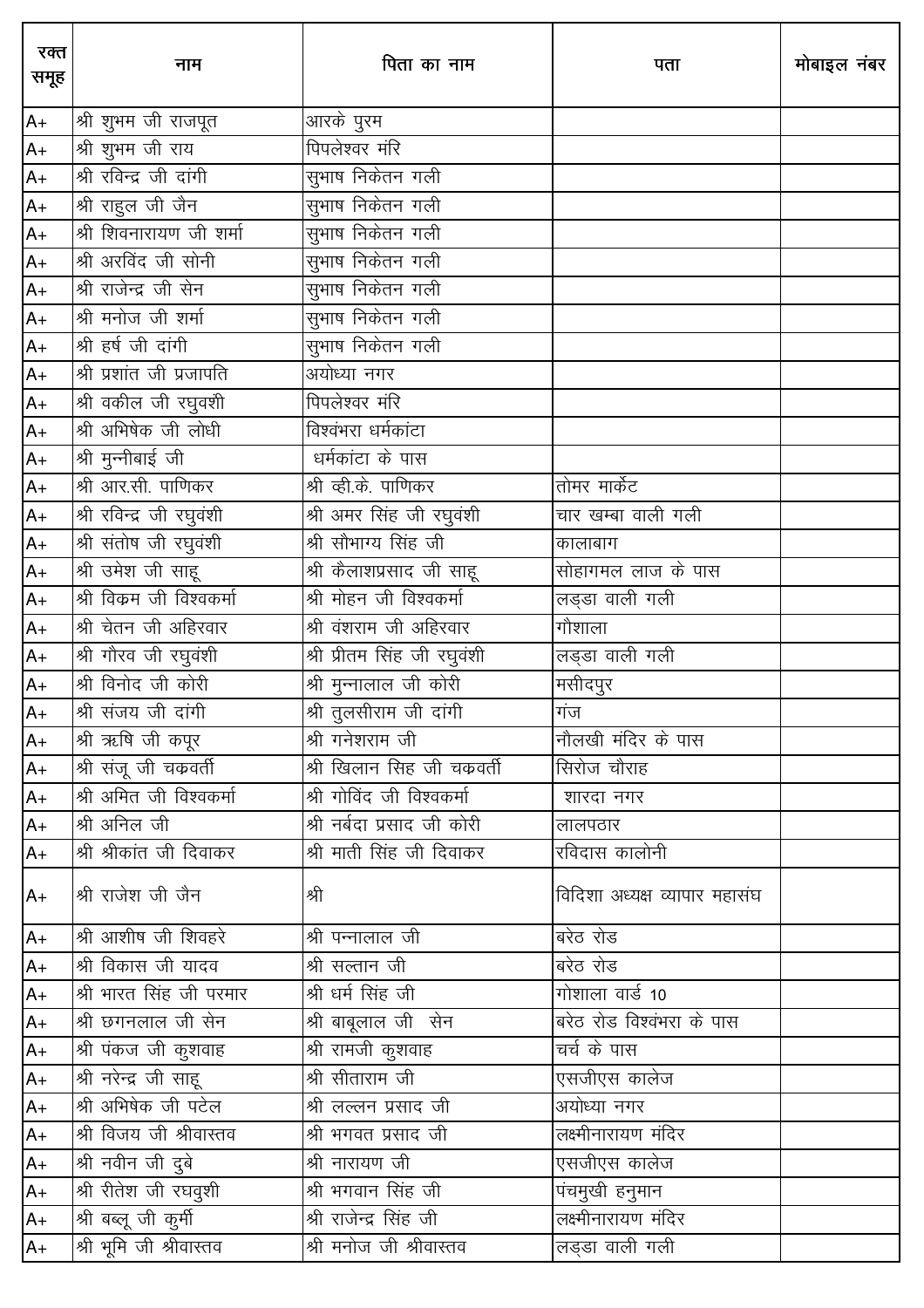| रक्त समूह | नाम | पिता का नाम | पता | मोबाइल नंबर |
|---|---|---|---|---|
| A+ | श्री शुभम जी राजपूत | आरके पुरम | | |
| A+ | श्री शुभम जी राय | पिपलेश्वर मंरि | | |
| A+ | श्री रविन्द्र जी दांगी | सुभाष निकेतन गली | | |
| A+ | श्री राहुल जी जैन | सुभाष निकेतन गली | | |
| A+ | श्री शिवनारायण जी शर्मा | सुभाष निकेतन गली | | |
| A+ | श्री अरविंद जी सोनी | सुभाष निकेतन गली | | |
| A+ | श्री राजेन्द्र जी सेन | सुभाष निकेतन गली | | |
| A+ | श्री मनोज जी शर्मा | सुभाष निकेतन गली | | |
| A+ | श्री हर्ष जी दांगी | सुभाष निकेतन गली | | |
| A+ | श्री प्रशांत जी प्रजापति | अयोध्या नगर | | |
| A+ | श्री वकील जी रघुवंशी | पिपलेश्वर मंरि | | |
| A+ | श्री अभिषेक जी लोधी | विश्वंभरा धर्मकांटा | | |
| A+ | श्री मुन्नीबाई जी | धर्मकांटा के पास | | |
| A+ | श्री आर.सी. पाणिकर | श्री व्ही.के. पाणिकर | तोमर मार्केट | |
| A+ | श्री रविन्द्र जी रघुवंशी | श्री अमर सिंह जी रघुवंशी | चार खम्बा वाली गली | |
| A+ | श्री संतोष जी रघुवंशी | श्री सौभाग्य सिंह जी | कालाबाग | |
| A+ | श्री उमेश जी साहू | श्री कैलाशप्रसाद जी साहू | सोहागमल लाज के पास | |
| A+ | श्री विक्रम जी विश्वकर्मा | श्री मोहन जी विश्वकर्मा | लड्डा वाली गली | |
| A+ | श्री चेतन जी अहिरवार | श्री वंशराम जी अहिरवार | गौशाला | |
| A+ | श्री गौरव जी रघुवंशी | श्री प्रीतम सिंह जी रघुवंशी | लड्डा वाली गली | |
| A+ | श्री विनोद जी कोरी | श्री मुन्नालाल जी कोरी | मसीदपुर | |
| A+ | श्री संजय जी दांगी | श्री तुलसीराम जी दांगी | गंज | |
| A+ | श्री ऋषि जी कपूर | श्री गनेशराम जी | नौलखी मंदिर के पास | |
| A+ | श्री संजू जी चक्रवर्ती | श्री खिलान सिह जी चक्रवर्ती | सिरोज चौराह | |
| A+ | श्री अमित जी विश्वकर्मा | श्री गोविंद जी विश्वकर्मा | शारदा नगर | |
| A+ | श्री अनिल जी | श्री नर्बदा प्रसाद जी कोरी | लालपठार | |
| A+ | श्री श्रीकांत जी दिवाकर | श्री माती सिंह जी दिवाकर | रविदास कालोनी | |
| A+ | श्री राजेश जी जैन | श्री | विदिशा अध्यक्ष व्यापार महासंघ | |
| A+ | श्री आशीष जी शिवहरे | श्री पन्नालाल जी | बरेठ रोड | |
| A+ | श्री विकास जी यादव | श्री सल्तान जी | बरेठ रोड | |
| A+ | श्री भारत सिंह जी परमार | श्री धर्म सिंह जी | गोशाला वार्ड 10 | |
| A+ | श्री छगनलाल जी सेन | श्री बाबूलाल जी सेन | बरेठ रोड विश्वंभरा के पास | |
| A+ | श्री पंकज जी कुशवाह | श्री रामजी कुशवाह | चर्च के पास | |
| A+ | श्री नरेन्द्र जी साहू | श्री सीताराम जी | एसजीएस कालेज | |
| A+ | श्री अभिषेक जी पटेल | श्री लल्लन प्रसाद जी | अयोध्या नगर | |
| A+ | श्री विजय जी श्रीवास्तव | श्री भगवत प्रसाद जी | लक्ष्मीनारायण मंदिर | |
| A+ | श्री नवीन जी दुबे | श्री नारायण जी | एसजीएस कालेज | |
| A+ | श्री रीतेश जी रघवुशी | श्री भगवान सिंह जी | पंचमुखी हनुमान | |
| A+ | श्री बब्लू जी कुर्मी | श्री राजेन्द्र सिंह जी | लक्ष्मीनारायण मंदिर | |
| A+ | श्री भूमि जी श्रीवास्तव | श्री मनोज जी श्रीवास्तव | लड्डा वाली गली | |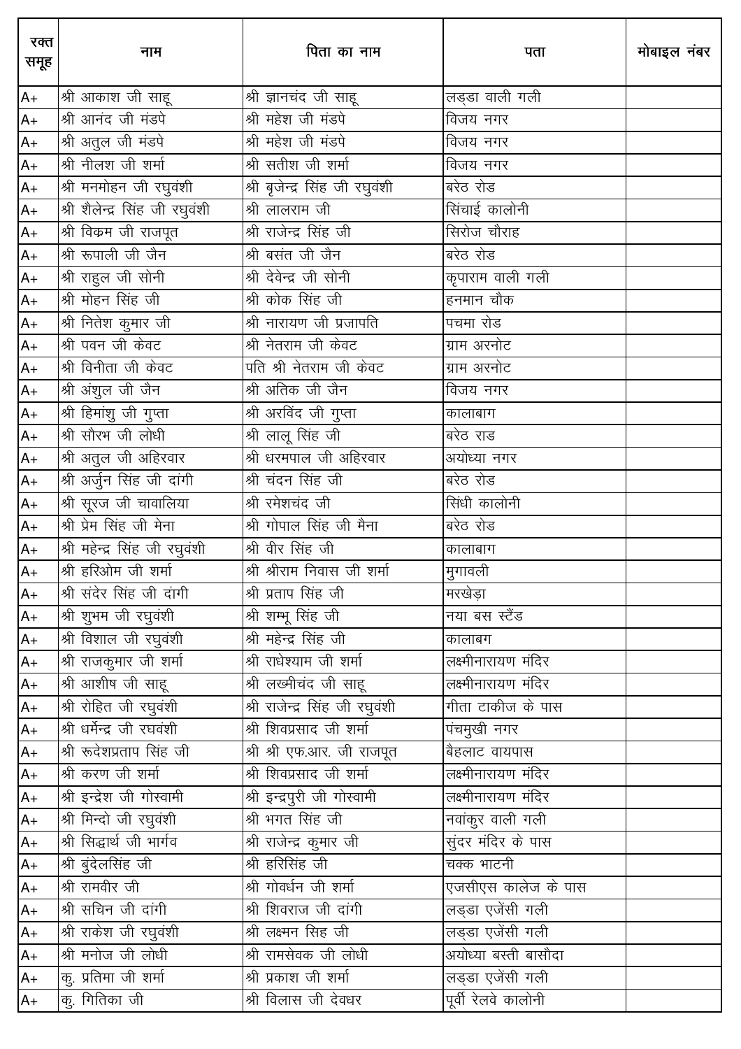| रक्त समूह | नाम | पिता का नाम | पता | मोबाइल नंबर |
|---|---|---|---|---|
| A+ | श्री आकाश जी साहू | श्री ज्ञानचंद जी साहू | लड्डा वाली गली | |
| A+ | श्री आनंद जी मंडपे | श्री महेश जी मंडपे | विजय नगर | |
| A+ | श्री अतुल जी मंडपे | श्री महेश जी मंडपे | विजय नगर | |
| A+ | श्री नीलश जी शर्मा | श्री सतीश जी शर्मा | विजय नगर | |
| A+ | श्री मनमोहन जी रघुवंशी | श्री बृजेन्द्र सिंह जी रघुवंशी | बरेठ रोड | |
| A+ | श्री शैलेन्द्र सिंह जी रघुवंशी | श्री लालराम जी | सिंचाई कालोनी | |
| A+ | श्री विक्रम जी राजपूत | श्री राजेन्द्र सिंह जी | सिरोज चौराह | |
| A+ | श्री रूपाली जी जैन | श्री बसंत जी जैन | बरेठ रोड | |
| A+ | श्री राहुल जी सोनी | श्री देवेन्द्र जी सोनी | कृपाराम वाली गली | |
| A+ | श्री मोहन सिंह जी | श्री कोक सिंह जी | हनमान चौक | |
| A+ | श्री नितेश कुमार जी | श्री नारायण जी प्रजापति | पचमा रोड | |
| A+ | श्री पवन जी केवट | श्री नेतराम जी केवट | ग्राम अरनोट | |
| A+ | श्री विनीता जी केवट | पति श्री नेतराम जी केवट | ग्राम अरनोट | |
| A+ | श्री अंशुल जी जैन | श्री अतिक जी जैन | विजय नगर | |
| A+ | श्री हिमांशु जी गुप्ता | श्री अरविंद जी गुप्ता | कालाबाग | |
| A+ | श्री सौरभ जी लोधी | श्री लालू सिंह जी | बरेठ राड | |
| A+ | श्री अतुल जी अहिरवार | श्री धरमपाल जी अहिरवार | अयोध्या नगर | |
| A+ | श्री अर्जुन सिंह जी दांगी | श्री चंदन सिंह जी | बरेठ रोड | |
| A+ | श्री सूरज जी चावालिया | श्री रमेशचंद जी | सिंधी कालोनी | |
| A+ | श्री प्रेम सिंह जी मेना | श्री गोपाल सिंह जी मैना | बरेठ रोड | |
| A+ | श्री महेन्द्र सिंह जी रघुवंशी | श्री वीर सिंह जी | कालाबाग | |
| A+ | श्री हरिओम जी शर्मा | श्री श्रीराम निवास जी शर्मा | मुगावली | |
| A+ | श्री संदेर सिंह जी दांगी | श्री प्रताप सिंह जी | मरखेड़ा | |
| A+ | श्री शुभम जी रघुवंशी | श्री शम्भू सिंह जी | नया बस स्टैंड | |
| A+ | श्री विशाल जी रघुवंशी | श्री महेन्द्र सिंह जी | कालाबग | |
| A+ | श्री राजकुमार जी शर्मा | श्री राधेश्याम जी शर्मा | लक्ष्मीनारायण मंदिर | |
| A+ | श्री आशीष जी साहू | श्री लख्मीचंद जी साहू | लक्ष्मीनारायण मंदिर | |
| A+ | श्री रोहित जी रघुवंशी | श्री राजेन्द्र सिंह जी रघुवंशी | गीता टाकीज के पास | |
| A+ | श्री धर्मेन्द्र जी रघवंशी | श्री शिवप्रसाद जी शर्मा | पंचमुखी नगर | |
| A+ | श्री रूदेशप्रताप सिंह जी | श्री श्री एफ.आर. जी राजपूत | बैहलाट वायपास | |
| A+ | श्री करण जी शर्मा | श्री शिवप्रसाद जी शर्मा | लक्ष्मीनारायण मंदिर | |
| A+ | श्री इन्द्रेश जी गोस्वामी | श्री इन्द्रपुरी जी गोस्वामी | लक्ष्मीनारायण मंदिर | |
| A+ | श्री मिन्दो जी रघुवंशी | श्री भगत सिंह जी | नवांकुर वाली गली | |
| A+ | श्री सिद्धार्थ जी भार्गव | श्री राजेन्द्र कुमार जी | सुंदर मंदिर के पास | |
| A+ | श्री बुंदेलसिंह जी | श्री हरिसिंह जी | चक्क भाटनी | |
| A+ | श्री रामवीर जी | श्री गोवर्धन जी शर्मा | एजसीएस कालेज के पास | |
| A+ | श्री सचिन जी दांगी | श्री शिवराज जी दांगी | लड्डा एजेंसी गली | |
| A+ | श्री राकेश जी रघुवंशी | श्री लक्ष्मन सिह जी | लड्डा एजेंसी गली | |
| A+ | श्री मनोज जी लोधी | श्री रामसेवक जी लोधी | अयोध्या बस्ती बासौदा | |
| A+ | कु. प्रतिमा जी शर्मा | श्री प्रकाश जी शर्मा | लड्डा एजेंसी गली | |
| A+ | कु. गितिका जी | श्री विलास जी देवधर | पूर्वी रेलवे कालोनी | |